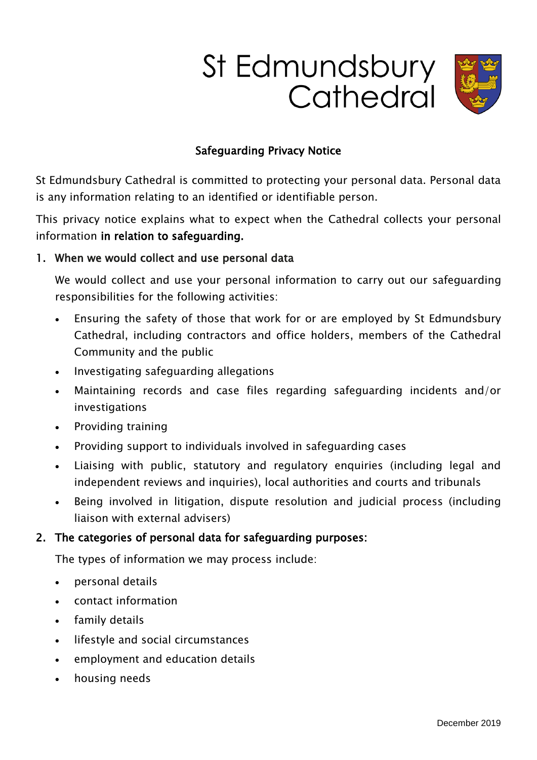# St Edmundsbury Cathedral

## Safeguarding Privacy Notice

St Edmundsbury Cathedral is committed to protecting your personal data. Personal data is any information relating to an identified or identifiable person.

This privacy notice explains what to expect when the Cathedral collects your personal information **in relation to safeguarding.**

1. **When we would collect and use personal data**

   We would collect and use your personal information to carry out our safeguarding responsibilities for the following activities:

   - Ensuring the safety of those that work for or are employed by St Edmundsbury Cathedral, including contractors and office holders, members of the Cathedral Community and the public
   - Investigating safeguarding allegations
   - Maintaining records and case files regarding safeguarding incidents and/or investigations
   - Providing training
   - Providing support to individuals involved in safeguarding cases
   - Liaising with public, statutory and regulatory enquiries (including legal and independent reviews and inquiries), local authorities and courts and tribunals
   - Being involved in litigation, dispute resolution and judicial process (including liaison with external advisers)

2. **The categories of personal data for safeguarding purposes:**

   The types of information we may process include:

   - personal details
   - contact information
   - family details
   - lifestyle and social circumstances
   - employment and education details
   - housing needs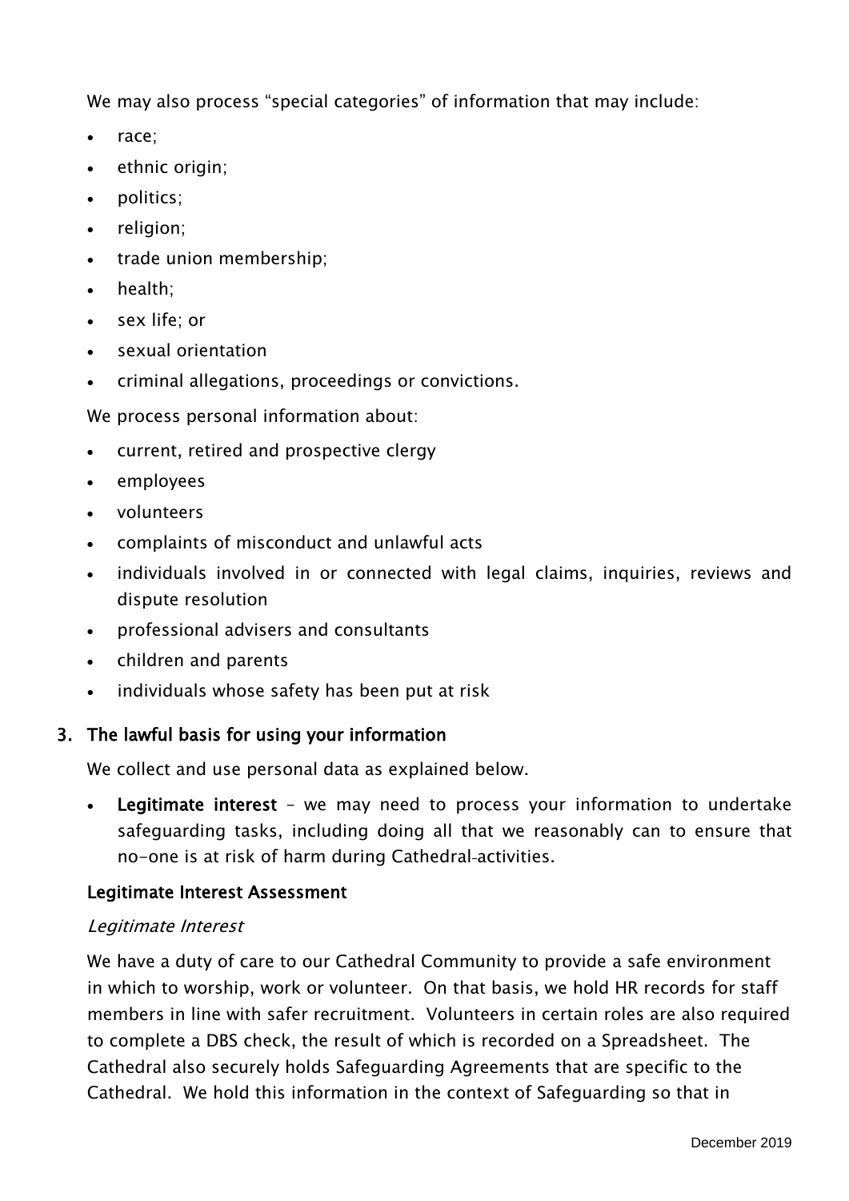We may also process “special categories” of information that may include:

- race;
- ethnic origin;
- politics;
- religion;
- trade union membership;
- health;
- sex life; or
- sexual orientation
- criminal allegations, proceedings or convictions.

We process personal information about:

- current, retired and prospective clergy
- employees
- volunteers
- complaints of misconduct and unlawful acts
- individuals involved in or connected with legal claims, inquiries, reviews and dispute resolution
- professional advisers and consultants
- children and parents
- individuals whose safety has been put at risk

## 3. The lawful basis for using your information

We collect and use personal data as explained below.

- **Legitimate interest** – we may need to process your information to undertake safeguarding tasks, including doing all that we reasonably can to ensure that no-one is at risk of harm during Cathedral activities.

### Legitimate Interest Assessment

*Legitimate Interest*

We have a duty of care to our Cathedral Community to provide a safe environment in which to worship, work or volunteer. On that basis, we hold HR records for staff members in line with safer recruitment. Volunteers in certain roles are also required to complete a DBS check, the result of which is recorded on a Spreadsheet. The Cathedral also securely holds Safeguarding Agreements that are specific to the Cathedral. We hold this information in the context of Safeguarding so that in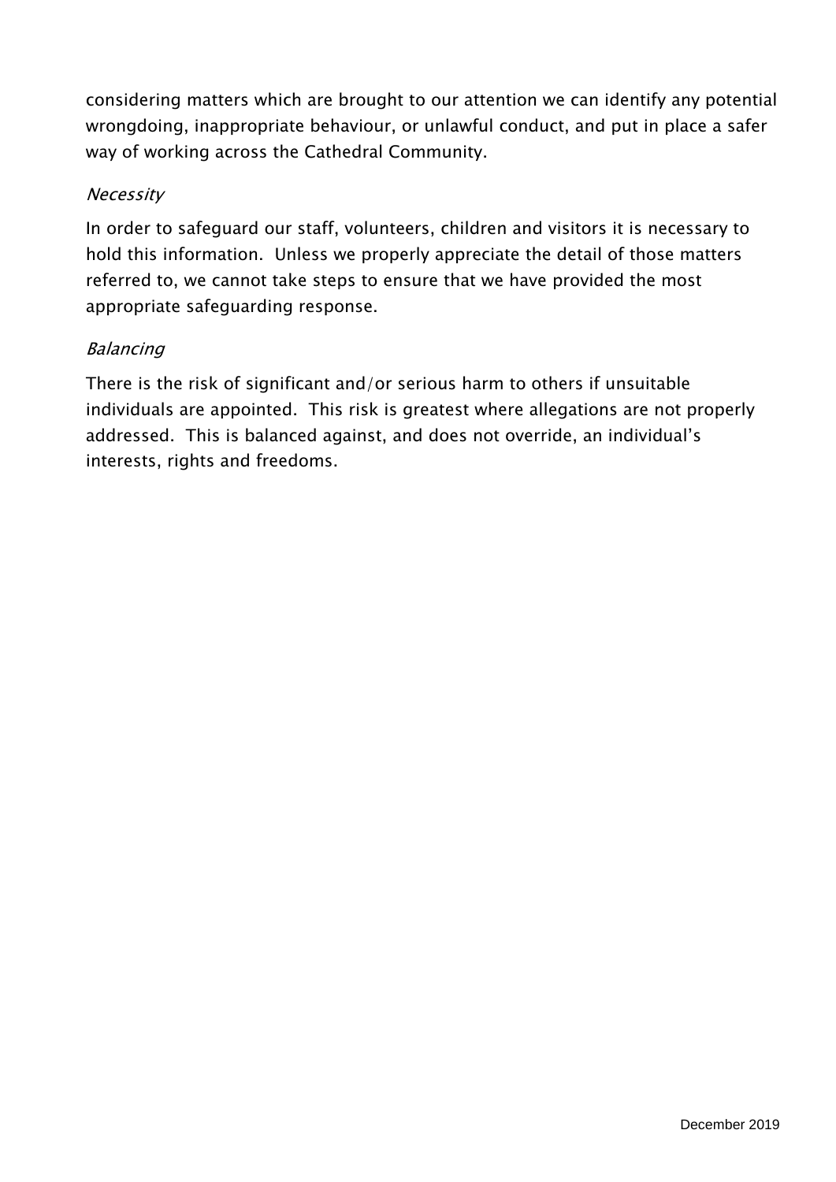considering matters which are brought to our attention we can identify any potential wrongdoing, inappropriate behaviour, or unlawful conduct, and put in place a safer way of working across the Cathedral Community.

*Necessity*

In order to safeguard our staff, volunteers, children and visitors it is necessary to hold this information. Unless we properly appreciate the detail of those matters referred to, we cannot take steps to ensure that we have provided the most appropriate safeguarding response.

*Balancing*

There is the risk of significant and/or serious harm to others if unsuitable individuals are appointed. This risk is greatest where allegations are not properly addressed. This is balanced against, and does not override, an individual's interests, rights and freedoms.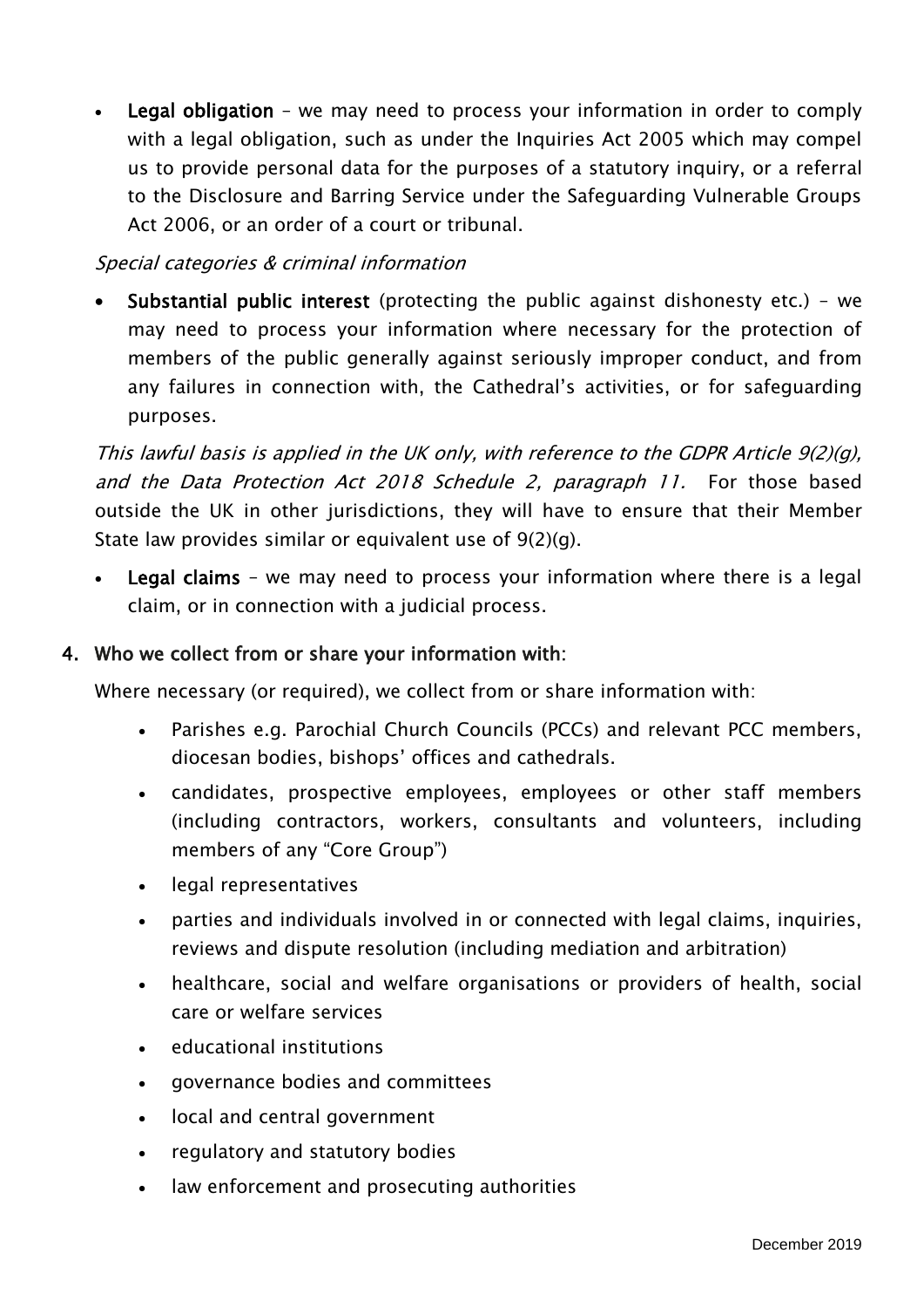- **Legal obligation** – we may need to process your information in order to comply with a legal obligation, such as under the Inquiries Act 2005 which may compel us to provide personal data for the purposes of a statutory inquiry, or a referral to the Disclosure and Barring Service under the Safeguarding Vulnerable Groups Act 2006, or an order of a court or tribunal.

*Special categories & criminal information*

- **Substantial public interest** (protecting the public against dishonesty etc.) – we may need to process your information where necessary for the protection of members of the public generally against seriously improper conduct, and from any failures in connection with, the Cathedral's activities, or for safeguarding purposes.

*This lawful basis is applied in the UK only, with reference to the GDPR Article 9(2)(g), and the Data Protection Act 2018 Schedule 2, paragraph 11.* For those based outside the UK in other jurisdictions, they will have to ensure that their Member State law provides similar or equivalent use of 9(2)(g).

- **Legal claims** – we may need to process your information where there is a legal claim, or in connection with a judicial process.

## 4. Who we collect from or share your information with:

Where necessary (or required), we collect from or share information with:

- Parishes e.g. Parochial Church Councils (PCCs) and relevant PCC members, diocesan bodies, bishops' offices and cathedrals.
- candidates, prospective employees, employees or other staff members (including contractors, workers, consultants and volunteers, including members of any "Core Group")
- legal representatives
- parties and individuals involved in or connected with legal claims, inquiries, reviews and dispute resolution (including mediation and arbitration)
- healthcare, social and welfare organisations or providers of health, social care or welfare services
- educational institutions
- governance bodies and committees
- local and central government
- regulatory and statutory bodies
- law enforcement and prosecuting authorities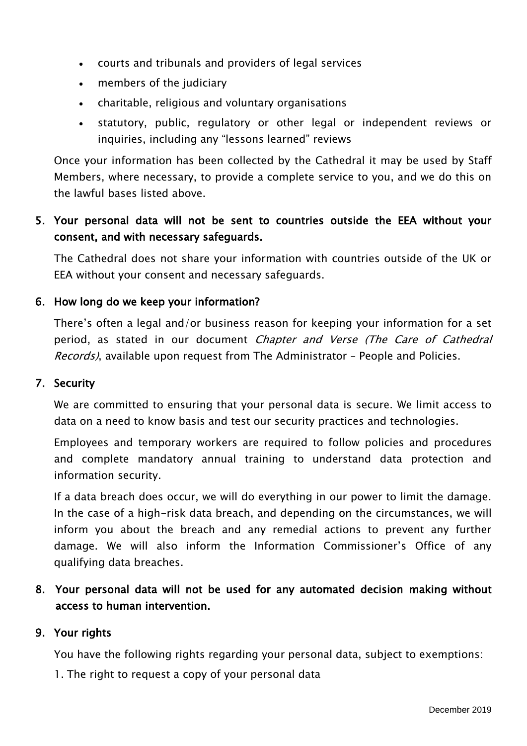- courts and tribunals and providers of legal services
- members of the judiciary
- charitable, religious and voluntary organisations
- statutory, public, regulatory or other legal or independent reviews or inquiries, including any "lessons learned" reviews

Once your information has been collected by the Cathedral it may be used by Staff Members, where necessary, to provide a complete service to you, and we do this on the lawful bases listed above.

## 5. Your personal data will not be sent to countries outside the EEA without your consent, and with necessary safeguards.

The Cathedral does not share your information with countries outside of the UK or EEA without your consent and necessary safeguards.

## 6. How long do we keep your information?

There's often a legal and/or business reason for keeping your information for a set period, as stated in our document *Chapter and Verse (The Care of Cathedral Records)*, available upon request from The Administrator – People and Policies.

## 7. Security

We are committed to ensuring that your personal data is secure. We limit access to data on a need to know basis and test our security practices and technologies.

Employees and temporary workers are required to follow policies and procedures and complete mandatory annual training to understand data protection and information security.

If a data breach does occur, we will do everything in our power to limit the damage. In the case of a high-risk data breach, and depending on the circumstances, we will inform you about the breach and any remedial actions to prevent any further damage. We will also inform the Information Commissioner's Office of any qualifying data breaches.

## 8. Your personal data will not be used for any automated decision making without access to human intervention.

## 9. Your rights

You have the following rights regarding your personal data, subject to exemptions:

1. The right to request a copy of your personal data

December 2019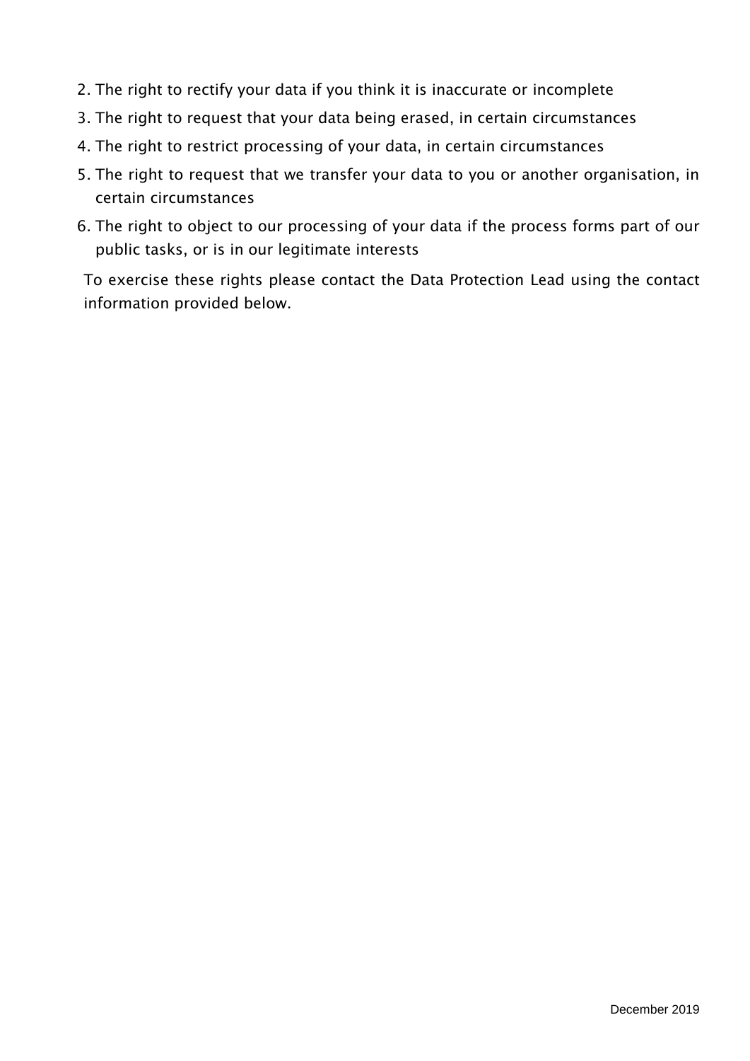2. The right to rectify your data if you think it is inaccurate or incomplete
3. The right to request that your data being erased, in certain circumstances
4. The right to restrict processing of your data, in certain circumstances
5. The right to request that we transfer your data to you or another organisation, in certain circumstances
6. The right to object to our processing of your data if the process forms part of our public tasks, or is in our legitimate interests

To exercise these rights please contact the Data Protection Lead using the contact information provided below.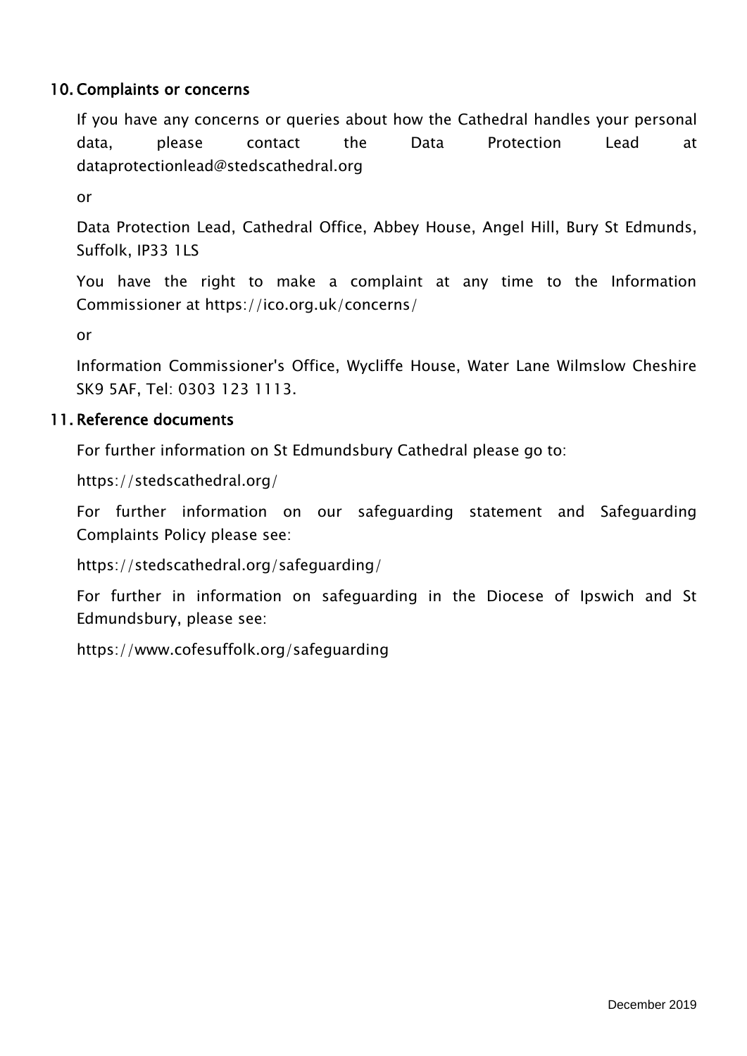## 10. Complaints or concerns

If you have any concerns or queries about how the Cathedral handles your personal data, please contact the Data Protection Lead at dataprotectionlead@stedscathedral.org

or

Data Protection Lead, Cathedral Office, Abbey House, Angel Hill, Bury St Edmunds, Suffolk, IP33 1LS

You have the right to make a complaint at any time to the Information Commissioner at https://ico.org.uk/concerns/

or

Information Commissioner's Office, Wycliffe House, Water Lane Wilmslow Cheshire SK9 5AF, Tel: 0303 123 1113.

## 11. Reference documents

For further information on St Edmundsbury Cathedral please go to:

https://stedscathedral.org/

For further information on our safeguarding statement and Safeguarding Complaints Policy please see:

https://stedscathedral.org/safeguarding/

For further in information on safeguarding in the Diocese of Ipswich and St Edmundsbury, please see:

https://www.cofesuffolk.org/safeguarding

December 2019